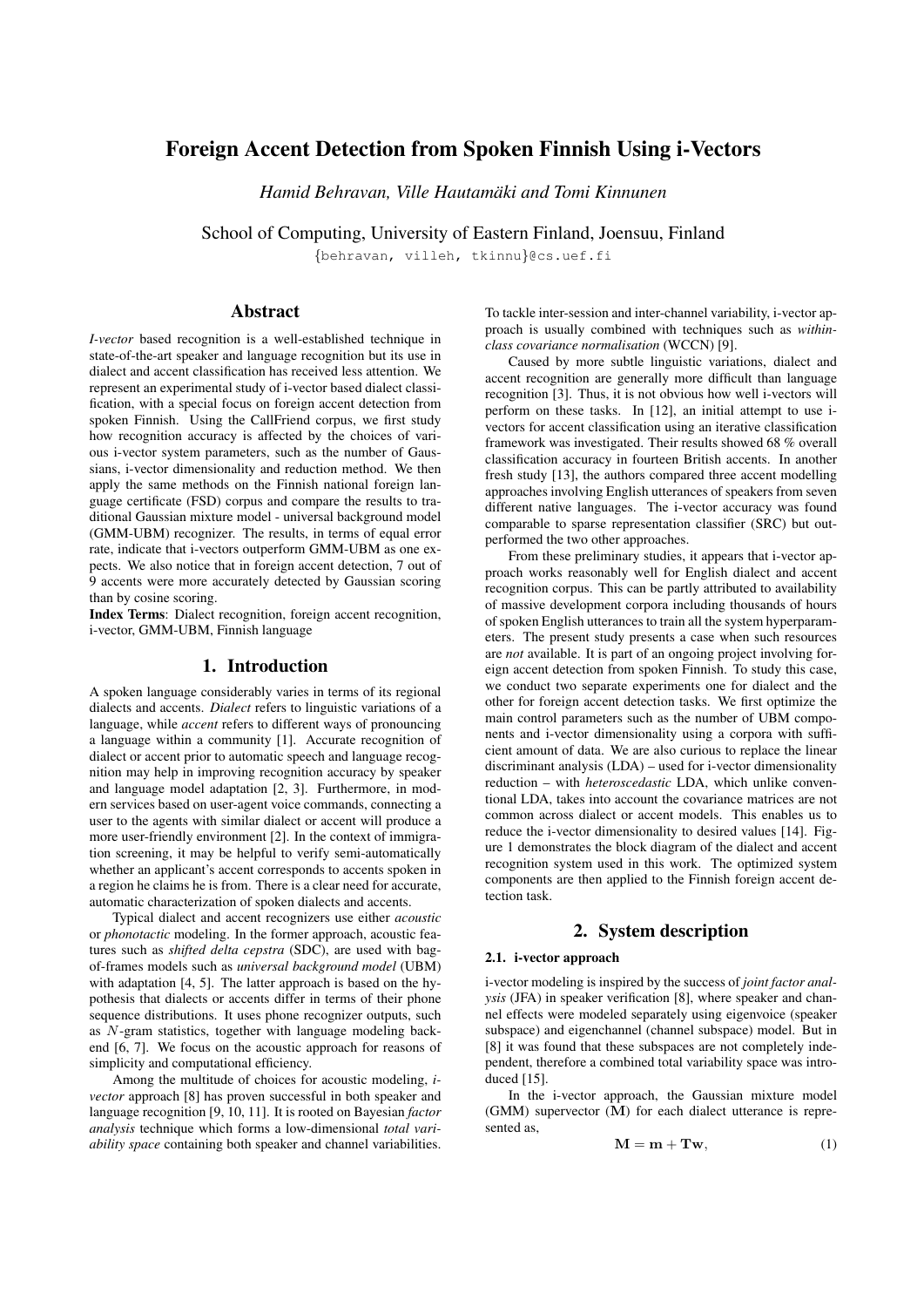# Foreign Accent Detection from Spoken Finnish Using i-Vectors

*Hamid Behravan, Ville Hautamäki and Tomi Kinnunen*

School of Computing, University of Eastern Finland, Joensuu, Finland

{behravan, villeh, tkinnu}@cs.uef.fi

## Abstract

*I-vector* based recognition is a well-established technique in state-of-the-art speaker and language recognition but its use in dialect and accent classification has received less attention. We represent an experimental study of i-vector based dialect classification, with a special focus on foreign accent detection from spoken Finnish. Using the CallFriend corpus, we first study how recognition accuracy is affected by the choices of various i-vector system parameters, such as the number of Gaussians, i-vector dimensionality and reduction method. We then apply the same methods on the Finnish national foreign language certificate (FSD) corpus and compare the results to traditional Gaussian mixture model - universal background model (GMM-UBM) recognizer. The results, in terms of equal error rate, indicate that i-vectors outperform GMM-UBM as one expects. We also notice that in foreign accent detection, 7 out of 9 accents were more accurately detected by Gaussian scoring than by cosine scoring.

**Index Terms**: Dialect recognition, foreign accent recognition, i-vector, GMM-UBM, Finnish language

## 1. Introduction

A spoken language considerably varies in terms of its regional dialects and accents. *Dialect* refers to linguistic variations of a language, while *accent* refers to different ways of pronouncing a language within a community [1]. Accurate recognition of dialect or accent prior to automatic speech and language recognition may help in improving recognition accuracy by speaker and language model adaptation [2, 3]. Furthermore, in modern services based on user-agent voice commands, connecting a user to the agents with similar dialect or accent will produce a more user-friendly environment [2]. In the context of immigration screening, it may be helpful to verify semi-automatically whether an applicant's accent corresponds to accents spoken in a region he claims he is from. There is a clear need for accurate, automatic characterization of spoken dialects and accents.

Typical dialect and accent recognizers use either *acoustic* or *phonotactic* modeling. In the former approach, acoustic features such as *shifted delta cepstra* (SDC), are used with bag-of-frames models such as *universal background model* (UBM) with adaptation [4, 5]. The latter approach is based on the hypothesis that dialects or accents differ in terms of their phone sequence distributions. It uses phone recognizer outputs, such as $N$-gram statistics, together with language modeling backend [6, 7]. We focus on the acoustic approach for reasons of simplicity and computational efficiency.

Among the multitude of choices for acoustic modeling, *i-vector* approach [8] has proven successful in both speaker and language recognition [9, 10, 11]. It is rooted on Bayesian *factor analysis* technique which forms a low-dimensional *total variability space* containing both speaker and channel variabilities. To tackle inter-session and inter-channel variability, i-vector approach is usually combined with techniques such as *within-class covariance normalisation* (WCCN) [9].

Caused by more subtle linguistic variations, dialect and accent recognition are generally more difficult than language recognition [3]. Thus, it is not obvious how well i-vectors will perform on these tasks. In [12], an initial attempt to use i-vectors for accent classification using an iterative classification framework was investigated. Their results showed 68 % overall classification accuracy in fourteen British accents. In another fresh study [13], the authors compared three accent modelling approaches involving English utterances of speakers from seven different native languages. The i-vector accuracy was found comparable to sparse representation classifier (SRC) but outperformed the two other approaches.

From these preliminary studies, it appears that i-vector approach works reasonably well for English dialect and accent recognition corpus. This can be partly attributed to availability of massive development corpora including thousands of hours of spoken English utterances to train all the system hyperparameters. The present study presents a case when such resources are *not* available. It is part of an ongoing project involving foreign accent detection from spoken Finnish. To study this case, we conduct two separate experiments one for dialect and the other for foreign accent detection tasks. We first optimize the main control parameters such as the number of UBM components and i-vector dimensionality using a corpora with sufficient amount of data. We are also curious to replace the linear discriminant analysis (LDA) – used for i-vector dimensionality reduction – with *heteroscedastic* LDA, which unlike conventional LDA, takes into account the covariance matrices are not common across dialect or accent models. This enables us to reduce the i-vector dimensionality to desired values [14]. Figure 1 demonstrates the block diagram of the dialect and accent recognition system used in this work. The optimized system components are then applied to the Finnish foreign accent detection task.

## 2. System description

### 2.1. i-vector approach

i-vector modeling is inspired by the success of *joint factor analysis* (JFA) in speaker verification [8], where speaker and channel effects were modeled separately using eigenvoice (speaker subspace) and eigenchannel (channel subspace) model. But in [8] it was found that these subspaces are not completely independent, therefore a combined total variability space was introduced [15].

In the i-vector approach, the Gaussian mixture model (GMM) supervector ($\mathbf{M}$) for each dialect utterance is represented as,

$$\mathbf{M} = \mathbf{m} + \mathbf{T}\mathbf{w}, \tag{1}$$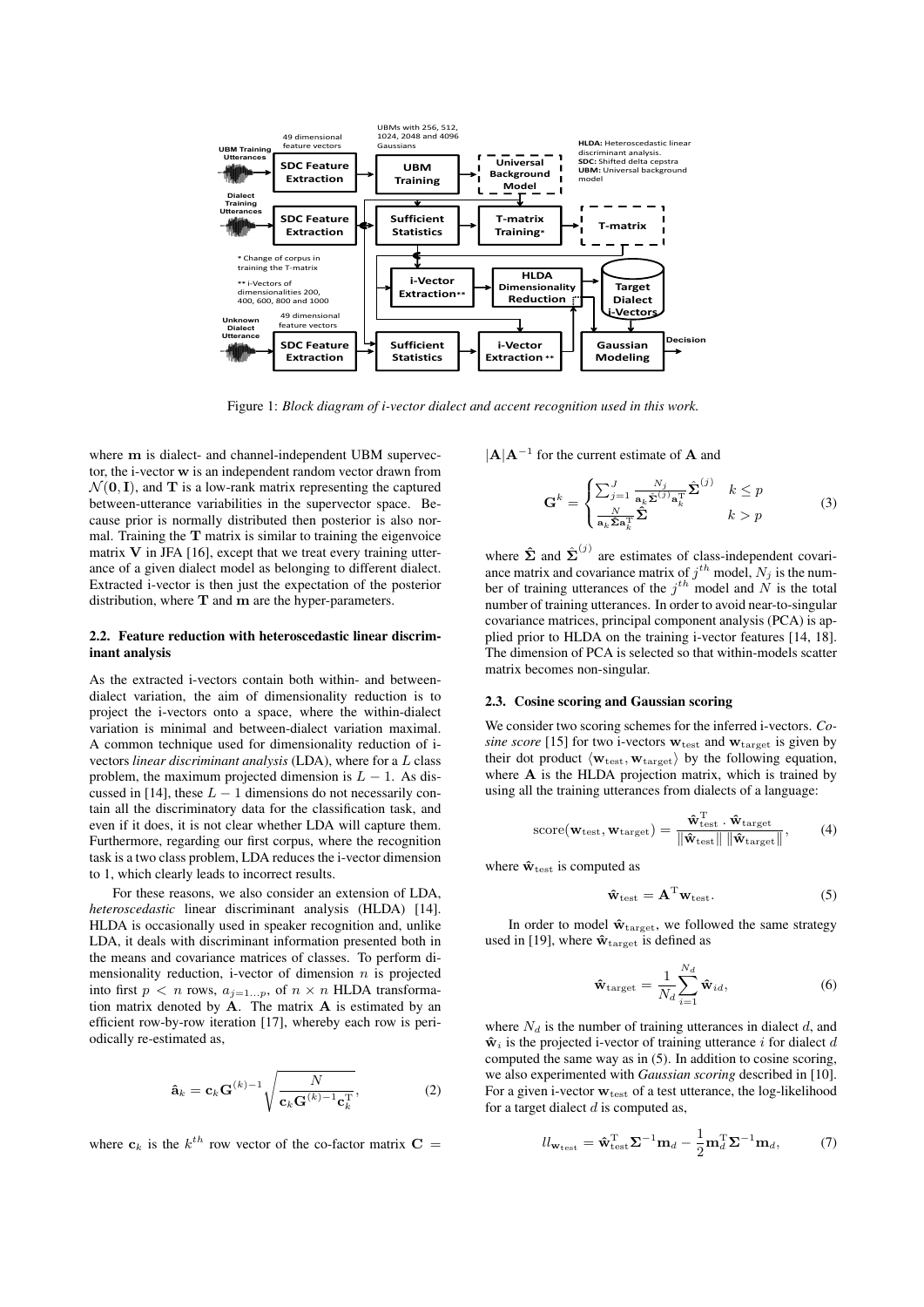Figure 1: *Block diagram of i-vector dialect and accent recognition used in this work.*

where $\mathbf{m}$ is dialect- and channel-independent UBM supervector, the i-vector $\mathbf{w}$ is an independent random vector drawn from $\mathcal{N}(\mathbf{0}, \mathbf{I})$, and $\mathbf{T}$ is a low-rank matrix representing the captured between-utterance variabilities in the supervector space. Because prior is normally distributed then posterior is also normal. Training the $\mathbf{T}$ matrix is similar to training the eigenvoice matrix $\mathbf{V}$ in JFA [16], except that we treat every training utterance of a given dialect model as belonging to different dialect. Extracted i-vector is then just the expectation of the posterior distribution, where $\mathbf{T}$ and $\mathbf{m}$ are the hyper-parameters.

### 2.2. Feature reduction with heteroscedastic linear discriminant analysis

As the extracted i-vectors contain both within- and between-dialect variation, the aim of dimensionality reduction is to project the i-vectors onto a space, where the within-dialect variation is minimal and between-dialect variation maximal. A common technique used for dimensionality reduction of i-vectors *linear discriminant analysis* (LDA), where for a $L$ class problem, the maximum projected dimension is $L-1$. As discussed in [14], these $L-1$ dimensions do not necessarily contain all the discriminatory data for the classification task, and even if it does, it is not clear whether LDA will capture them. Furthermore, regarding our first corpus, where the recognition task is a two class problem, LDA reduces the i-vector dimension to 1, which clearly leads to incorrect results.

For these reasons, we also consider an extension of LDA, *heteroscedastic* linear discriminant analysis (HLDA) [14]. HLDA is occasionally used in speaker recognition and, unlike LDA, it deals with discriminant information presented both in the means and covariance matrices of classes. To perform dimensionality reduction, i-vector of dimension $n$ is projected into first $p < n$ rows, $a_{j=1...p}$, of $n \times n$ HLDA transformation matrix denoted by $\mathbf{A}$. The matrix $\mathbf{A}$ is estimated by an efficient row-by-row iteration [17], whereby each row is periodically re-estimated as,

$$\hat{\mathbf{a}}_k = \mathbf{c}_k \mathbf{G}^{(k)-1} \sqrt{\frac{N}{\mathbf{c}_k \mathbf{G}^{(k)-1} \mathbf{c}_k^{\mathrm{T}}}}, \tag{2}$$

where $\mathbf{c}_k$ is the $k^{th}$ row vector of the co-factor matrix $\mathbf{C} = |\mathbf{A}|\mathbf{A}^{-1}$ for the current estimate of $\mathbf{A}$ and

$$\mathbf{G}^k = \begin{cases} \sum_{j=1}^{J} \frac{N_j}{\mathbf{a}_k \hat{\mathbf{\Sigma}}^{(j)} \mathbf{a}_k^{\mathrm{T}}} \hat{\mathbf{\Sigma}}^{(j)} & k \leq p \\ \frac{N}{\mathbf{a}_k \hat{\mathbf{\Sigma}} \mathbf{a}_k^{\mathrm{T}}} \hat{\mathbf{\Sigma}} & k > p \end{cases} \tag{3}$$

where $\hat{\mathbf{\Sigma}}$ and $\hat{\mathbf{\Sigma}}^{(j)}$ are estimates of class-independent covariance matrix and covariance matrix of $j^{th}$ model, $N_j$ is the number of training utterances of the $j^{th}$ model and $N$ is the total number of training utterances. In order to avoid near-to-singular covariance matrices, principal component analysis (PCA) is applied prior to HLDA on the training i-vector features [14, 18]. The dimension of PCA is selected so that within-models scatter matrix becomes non-singular.

### 2.3. Cosine scoring and Gaussian scoring

We consider two scoring schemes for the inferred i-vectors. *Cosine score* [15] for two i-vectors $\mathbf{w}_{\text{test}}$ and $\mathbf{w}_{\text{target}}$ is given by their dot product $\langle \mathbf{w}_{\text{test}}, \mathbf{w}_{\text{target}} \rangle$ by the following equation, where $\mathbf{A}$ is the HLDA projection matrix, which is trained by using all the training utterances from dialects of a language:

$$\text{score}(\mathbf{w}_{\text{test}}, \mathbf{w}_{\text{target}}) = \frac{\hat{\mathbf{w}}_{\text{test}}^{\mathrm{T}} \cdot \hat{\mathbf{w}}_{\text{target}}}{\|\hat{\mathbf{w}}_{\text{test}}\| \, \|\hat{\mathbf{w}}_{\text{target}}\|}, \tag{4}$$

where $\hat{\mathbf{w}}_{\text{test}}$ is computed as

$$\hat{\mathbf{w}}_{\text{test}} = \mathbf{A}^{\mathrm{T}} \mathbf{w}_{\text{test}}. \tag{5}$$

In order to model $\hat{\mathbf{w}}_{\text{target}}$, we followed the same strategy used in [19], where $\hat{\mathbf{w}}_{\text{target}}$ is defined as

$$\hat{\mathbf{w}}_{\text{target}} = \frac{1}{N_d} \sum_{i=1}^{N_d} \hat{\mathbf{w}}_{id}, \tag{6}$$

where $N_d$ is the number of training utterances in dialect $d$, and $\hat{\mathbf{w}}_i$ is the projected i-vector of training utterance $i$ for dialect $d$ computed the same way as in (5). In addition to cosine scoring, we also experimented with *Gaussian scoring* described in [10]. For a given i-vector $\mathbf{w}_{\text{test}}$ of a test utterance, the log-likelihood for a target dialect $d$ is computed as,

$$ll_{\mathbf{w}_{\text{test}}} = \hat{\mathbf{w}}_{\text{test}}^{\mathrm{T}} \mathbf{\Sigma}^{-1} \mathbf{m}_d - \frac{1}{2} \mathbf{m}_d^{\mathrm{T}} \mathbf{\Sigma}^{-1} \mathbf{m}_d, \tag{7}$$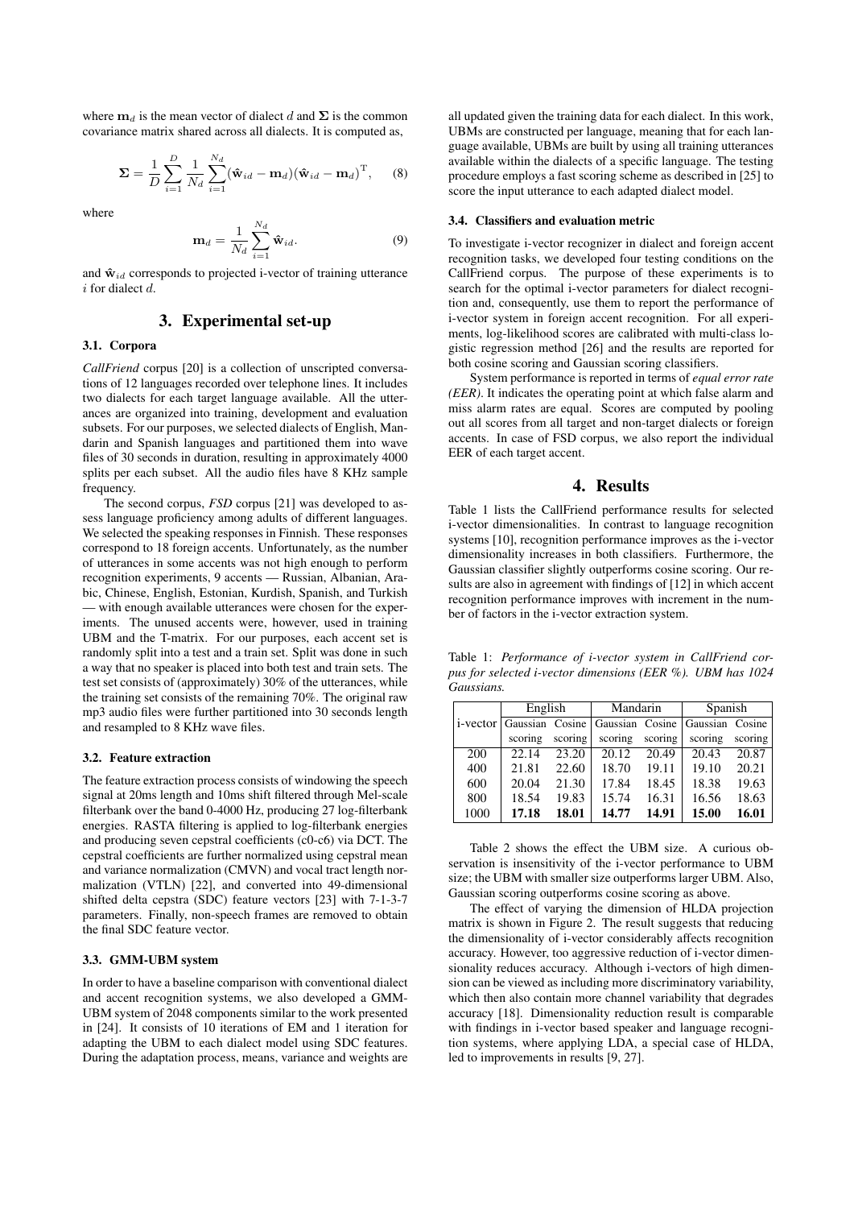where $\mathbf{m}_d$ is the mean vector of dialect $d$ and $\mathbf{\Sigma}$ is the common covariance matrix shared across all dialects. It is computed as,

$$\mathbf{\Sigma} = \frac{1}{D}\sum_{i=1}^{D}\frac{1}{N_d}\sum_{i=1}^{N_d}(\hat{\mathbf{w}}_{id} - \mathbf{m}_d)(\hat{\mathbf{w}}_{id} - \mathbf{m}_d)^{\mathrm{T}}, \quad (8)$$

where

$$\mathbf{m}_d = \frac{1}{N_d}\sum_{i=1}^{N_d}\hat{\mathbf{w}}_{id}. \quad (9)$$

and $\hat{\mathbf{w}}_{id}$ corresponds to projected i-vector of training utterance $i$ for dialect $d$.

## 3. Experimental set-up

### 3.1. Corpora

*CallFriend* corpus [20] is a collection of unscripted conversations of 12 languages recorded over telephone lines. It includes two dialects for each target language available. All the utterances are organized into training, development and evaluation subsets. For our purposes, we selected dialects of English, Mandarin and Spanish languages and partitioned them into wave files of 30 seconds in duration, resulting in approximately 4000 splits per each subset. All the audio files have 8 KHz sample frequency.

The second corpus, *FSD* corpus [21] was developed to assess language proficiency among adults of different languages. We selected the speaking responses in Finnish. These responses correspond to 18 foreign accents. Unfortunately, as the number of utterances in some accents was not high enough to perform recognition experiments, 9 accents — Russian, Albanian, Arabic, Chinese, English, Estonian, Kurdish, Spanish, and Turkish — with enough available utterances were chosen for the experiments. The unused accents were, however, used in training UBM and the T-matrix. For our purposes, each accent set is randomly split into a test and a train set. Split was done in such a way that no speaker is placed into both test and train sets. The test set consists of (approximately) 30% of the utterances, while the training set consists of the remaining 70%. The original raw mp3 audio files were further partitioned into 30 seconds length and resampled to 8 KHz wave files.

### 3.2. Feature extraction

The feature extraction process consists of windowing the speech signal at 20ms length and 10ms shift filtered through Mel-scale filterbank over the band 0-4000 Hz, producing 27 log-filterbank energies. RASTA filtering is applied to log-filterbank energies and producing seven cepstral coefficients (c0-c6) via DCT. The cepstral coefficients are further normalized using cepstral mean and variance normalization (CMVN) and vocal tract length normalization (VTLN) [22], and converted into 49-dimensional shifted delta cepstra (SDC) feature vectors [23] with 7-1-3-7 parameters. Finally, non-speech frames are removed to obtain the final SDC feature vector.

### 3.3. GMM-UBM system

In order to have a baseline comparison with conventional dialect and accent recognition systems, we also developed a GMM-UBM system of 2048 components similar to the work presented in [24]. It consists of 10 iterations of EM and 1 iteration for adapting the UBM to each dialect model using SDC features. During the adaptation process, means, variance and weights are all updated given the training data for each dialect. In this work, UBMs are constructed per language, meaning that for each language available, UBMs are built by using all training utterances available within the dialects of a specific language. The testing procedure employs a fast scoring scheme as described in [25] to score the input utterance to each adapted dialect model.

### 3.4. Classifiers and evaluation metric

To investigate i-vector recognizer in dialect and foreign accent recognition tasks, we developed four testing conditions on the CallFriend corpus. The purpose of these experiments is to search for the optimal i-vector parameters for dialect recognition and, consequently, use them to report the performance of i-vector system in foreign accent recognition. For all experiments, log-likelihood scores are calibrated with multi-class logistic regression method [26] and the results are reported for both cosine scoring and Gaussian scoring classifiers.

System performance is reported in terms of *equal error rate (EER)*. It indicates the operating point at which false alarm and miss alarm rates are equal. Scores are computed by pooling out all scores from all target and non-target dialects or foreign accents. In case of FSD corpus, we also report the individual EER of each target accent.

## 4. Results

Table 1 lists the CallFriend performance results for selected i-vector dimensionalities. In contrast to language recognition systems [10], recognition performance improves as the i-vector dimensionality increases in both classifiers. Furthermore, the Gaussian classifier slightly outperforms cosine scoring. Our results are also in agreement with findings of [12] in which accent recognition performance improves with increment in the number of factors in the i-vector extraction system.

Table 1: *Performance of i-vector system in CallFriend corpus for selected i-vector dimensions (EER %). UBM has 1024 Gaussians.*

| | English | | Mandarin | | Spanish | |
|---|---|---|---|---|---|---|
| i-vector | Gaussian scoring | Cosine scoring | Gaussian scoring | Cosine scoring | Gaussian scoring | Cosine scoring |
| 200 | 22.14 | 23.20 | 20.12 | 20.49 | 20.43 | 20.87 |
| 400 | 21.81 | 22.60 | 18.70 | 19.11 | 19.10 | 20.21 |
| 600 | 20.04 | 21.30 | 17.84 | 18.45 | 18.38 | 19.63 |
| 800 | 18.54 | 19.83 | 15.74 | 16.31 | 16.56 | 18.63 |
| 1000 | **17.18** | **18.01** | **14.77** | **14.91** | **15.00** | **16.01** |

Table 2 shows the effect the UBM size. A curious observation is insensitivity of the i-vector performance to UBM size; the UBM with smaller size outperforms larger UBM. Also, Gaussian scoring outperforms cosine scoring as above.

The effect of varying the dimension of HLDA projection matrix is shown in Figure 2. The result suggests that reducing the dimensionality of i-vector considerably affects recognition accuracy. However, too aggressive reduction of i-vector dimensionality reduces accuracy. Although i-vectors of high dimension can be viewed as including more discriminatory variability, which then also contain more channel variability that degrades accuracy [18]. Dimensionality reduction result is comparable with findings in i-vector based speaker and language recognition systems, where applying LDA, a special case of HLDA, led to improvements in results [9, 27].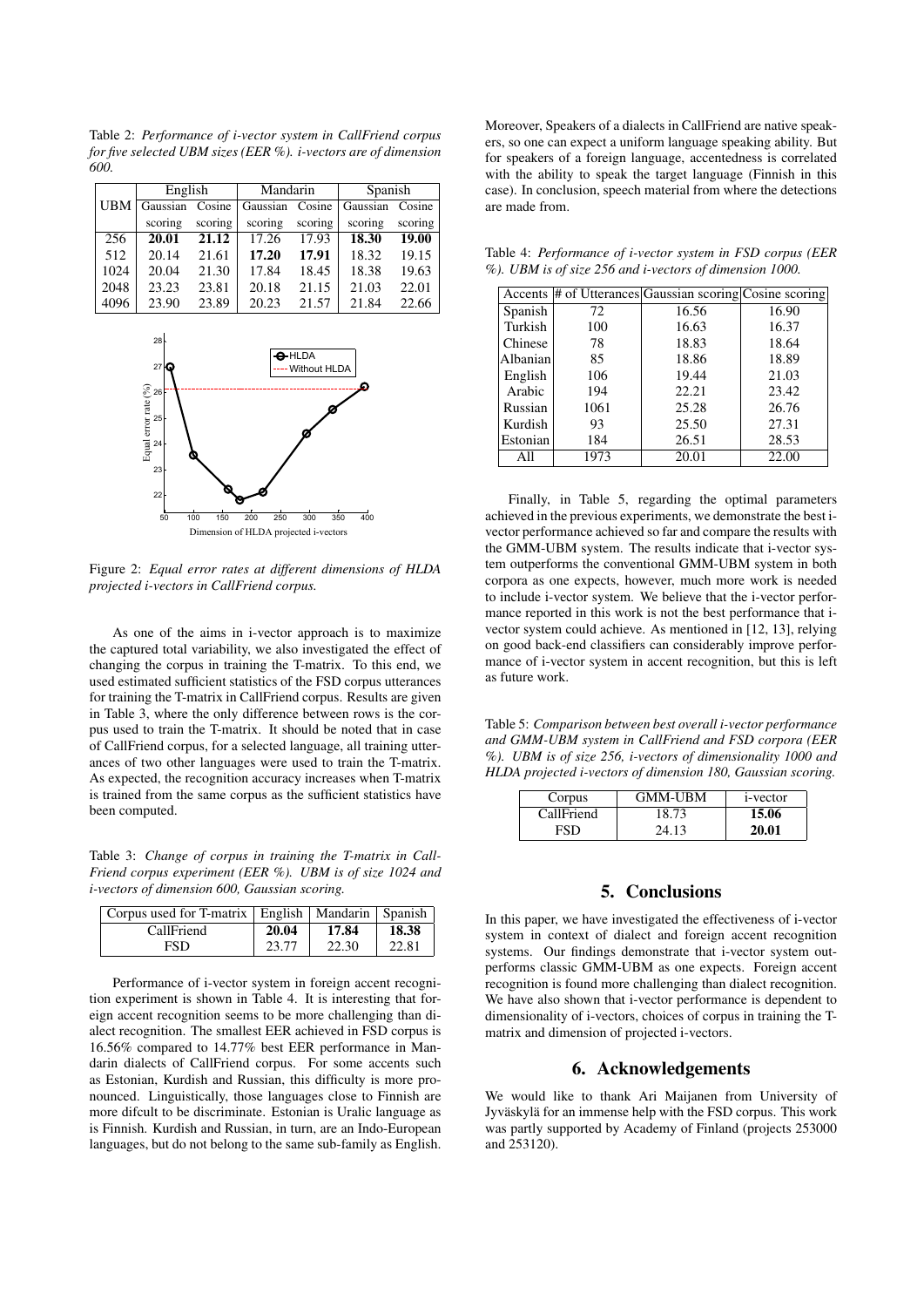Table 2: *Performance of i-vector system in CallFriend corpus for five selected UBM sizes (EER %). i-vectors are of dimension 600.*

| UBM | English | | Mandarin | | Spanish | |
|---|---|---|---|---|---|---|
| | Gaussian scoring | Cosine scoring | Gaussian scoring | Cosine scoring | Gaussian scoring | Cosine scoring |
| 256 | **20.01** | **21.12** | 17.26 | 17.93 | **18.30** | **19.00** |
| 512 | 20.14 | 21.61 | **17.20** | **17.91** | 18.32 | 19.15 |
| 1024 | 20.04 | 21.30 | 17.84 | 18.45 | 18.38 | 19.63 |
| 2048 | 23.23 | 23.81 | 20.18 | 21.15 | 21.03 | 22.01 |
| 4096 | 23.90 | 23.89 | 20.23 | 21.57 | 21.84 | 22.66 |

Figure 2: *Equal error rates at different dimensions of HLDA projected i-vectors in CallFriend corpus.*

As one of the aims in i-vector approach is to maximize the captured total variability, we also investigated the effect of changing the corpus in training the T-matrix. To this end, we used estimated sufficient statistics of the FSD corpus utterances for training the T-matrix in CallFriend corpus. Results are given in Table 3, where the only difference between rows is the corpus used to train the T-matrix. It should be noted that in case of CallFriend corpus, for a selected language, all training utterances of two other languages were used to train the T-matrix. As expected, the recognition accuracy increases when T-matrix is trained from the same corpus as the sufficient statistics have been computed.

Table 3: *Change of corpus in training the T-matrix in CallFriend corpus experiment (EER %). UBM is of size 1024 and i-vectors of dimension 600, Gaussian scoring.*

| Corpus used for T-matrix | English | Mandarin | Spanish |
|---|---|---|---|
| CallFriend | **20.04** | **17.84** | **18.38** |
| FSD | 23.77 | 22.30 | 22.81 |

Performance of i-vector system in foreign accent recognition experiment is shown in Table 4. It is interesting that foreign accent recognition seems to be more challenging than dialect recognition. The smallest EER achieved in FSD corpus is 16.56% compared to 14.77% best EER performance in Mandarin dialects of CallFriend corpus. For some accents such as Estonian, Kurdish and Russian, this difficulty is more pronounced. Linguistically, those languages close to Finnish are more difcult to be discriminate. Estonian is Uralic language as is Finnish. Kurdish and Russian, in turn, are an Indo-European languages, but do not belong to the same sub-family as English. Moreover, Speakers of a dialects in CallFriend are native speakers, so one can expect a uniform language speaking ability. But for speakers of a foreign language, accentedness is correlated with the ability to speak the target language (Finnish in this case). In conclusion, speech material from where the detections are made from.

Table 4: *Performance of i-vector system in FSD corpus (EER %). UBM is of size 256 and i-vectors of dimension 1000.*

| Accents | # of Utterances | Gaussian scoring | Cosine scoring |
|---|---|---|---|
| Spanish | 72 | 16.56 | 16.90 |
| Turkish | 100 | 16.63 | 16.37 |
| Chinese | 78 | 18.83 | 18.64 |
| Albanian | 85 | 18.86 | 18.89 |
| English | 106 | 19.44 | 21.03 |
| Arabic | 194 | 22.21 | 23.42 |
| Russian | 1061 | 25.28 | 26.76 |
| Kurdish | 93 | 25.50 | 27.31 |
| Estonian | 184 | 26.51 | 28.53 |
| All | 1973 | 20.01 | 22.00 |

Finally, in Table 5, regarding the optimal parameters achieved in the previous experiments, we demonstrate the best i-vector performance achieved so far and compare the results with the GMM-UBM system. The results indicate that i-vector system outperforms the conventional GMM-UBM system in both corpora as one expects, however, much more work is needed to include i-vector system. We believe that the i-vector performance reported in this work is not the best performance that i-vector system could achieve. As mentioned in [12, 13], relying on good back-end classifiers can considerably improve performance of i-vector system in accent recognition, but this is left as future work.

Table 5: *Comparison between best overall i-vector performance and GMM-UBM system in CallFriend and FSD corpora (EER %). UBM is of size 256, i-vectors of dimensionality 1000 and HLDA projected i-vectors of dimension 180, Gaussian scoring.*

| Corpus | GMM-UBM | i-vector |
|---|---|---|
| CallFriend | 18.73 | **15.06** |
| FSD | 24.13 | **20.01** |

## 5. Conclusions

In this paper, we have investigated the effectiveness of i-vector system in context of dialect and foreign accent recognition systems. Our findings demonstrate that i-vector system outperforms classic GMM-UBM as one expects. Foreign accent recognition is found more challenging than dialect recognition. We have also shown that i-vector performance is dependent to dimensionality of i-vectors, choices of corpus in training the T-matrix and dimension of projected i-vectors.

## 6. Acknowledgements

We would like to thank Ari Maijanen from University of Jyväskylä for an immense help with the FSD corpus. This work was partly supported by Academy of Finland (projects 253000 and 253120).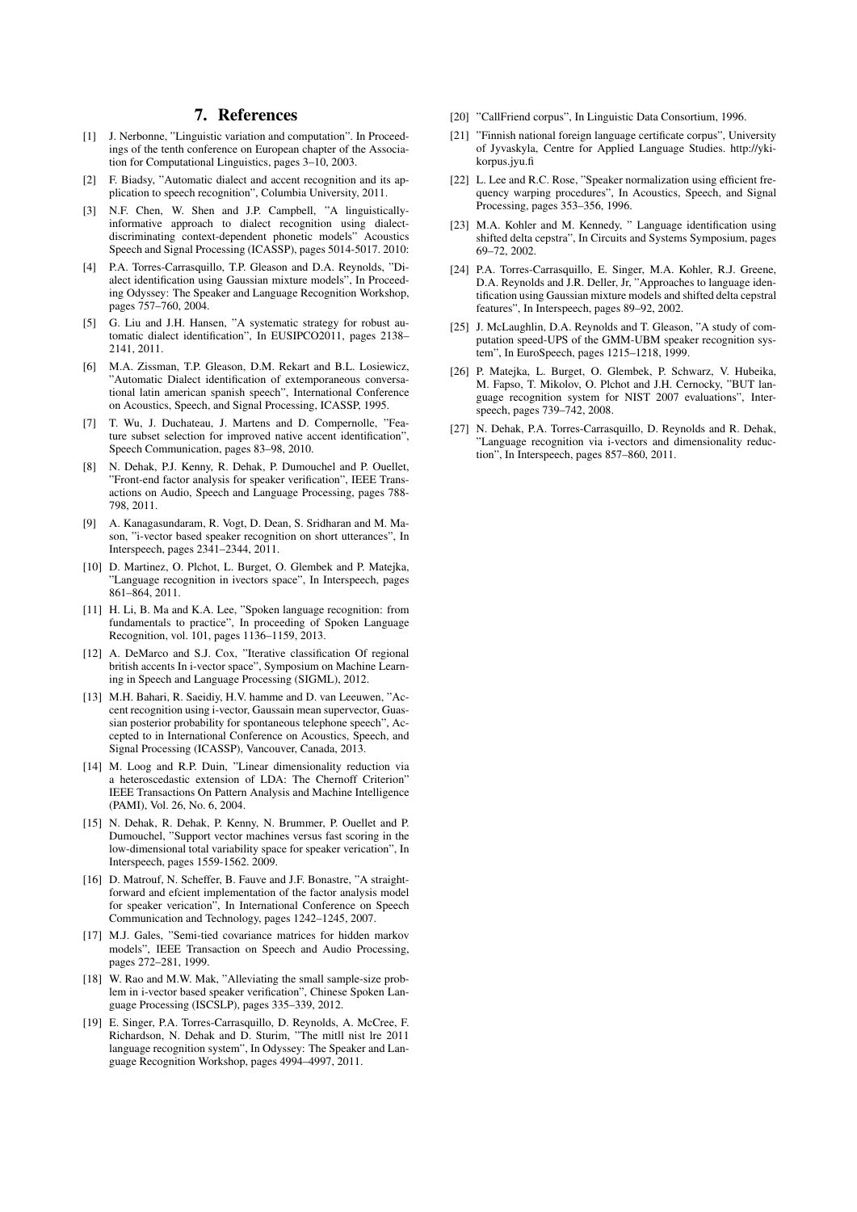## 7. References

[1] J. Nerbonne, "Linguistic variation and computation". In Proceedings of the tenth conference on European chapter of the Association for Computational Linguistics, pages 3–10, 2003.

[2] F. Biadsy, "Automatic dialect and accent recognition and its application to speech recognition", Columbia University, 2011.

[3] N.F. Chen, W. Shen and J.P. Campbell, "A linguistically-informative approach to dialect recognition using dialect-discriminating context-dependent phonetic models" Acoustics Speech and Signal Processing (ICASSP), pages 5014-5017. 2010:

[4] P.A. Torres-Carrasquillo, T.P. Gleason and D.A. Reynolds, "Dialect identification using Gaussian mixture models", In Proceeding Odyssey: The Speaker and Language Recognition Workshop, pages 757–760, 2004.

[5] G. Liu and J.H. Hansen, "A systematic strategy for robust automatic dialect identification", In EUSIPCO2011, pages 2138–2141, 2011.

[6] M.A. Zissman, T.P. Gleason, D.M. Rekart and B.L. Losiewicz, "Automatic Dialect identification of extemporaneous conversational latin american spanish speech", International Conference on Acoustics, Speech, and Signal Processing, ICASSP, 1995.

[7] T. Wu, J. Duchateau, J. Martens and D. Compernolle, "Feature subset selection for improved native accent identification", Speech Communication, pages 83–98, 2010.

[8] N. Dehak, P.J. Kenny, R. Dehak, P. Dumouchel and P. Ouellet, "Front-end factor analysis for speaker verification", IEEE Transactions on Audio, Speech and Language Processing, pages 788-798, 2011.

[9] A. Kanagasundaram, R. Vogt, D. Dean, S. Sridharan and M. Mason, "i-vector based speaker recognition on short utterances", In Interspeech, pages 2341–2344, 2011.

[10] D. Martinez, O. Plchot, L. Burget, O. Glembek and P. Matejka, "Language recognition in ivectors space", In Interspeech, pages 861–864, 2011.

[11] H. Li, B. Ma and K.A. Lee, "Spoken language recognition: from fundamentals to practice", In proceeding of Spoken Language Recognition, vol. 101, pages 1136–1159, 2013.

[12] A. DeMarco and S.J. Cox, "Iterative classification Of regional british accents In i-vector space", Symposium on Machine Learning in Speech and Language Processing (SIGML), 2012.

[13] M.H. Bahari, R. Saeidiy, H.V. hamme and D. van Leeuwen, "Accent recognition using i-vector, Gaussain mean supervector, Guassian posterior probability for spontaneous telephone speech", Accepted to in International Conference on Acoustics, Speech, and Signal Processing (ICASSP), Vancouver, Canada, 2013.

[14] M. Loog and R.P. Duin, "Linear dimensionality reduction via a heteroscedastic extension of LDA: The Chernoff Criterion" IEEE Transactions On Pattern Analysis and Machine Intelligence (PAMI), Vol. 26, No. 6, 2004.

[15] N. Dehak, R. Dehak, P. Kenny, N. Brummer, P. Ouellet and P. Dumouchel, "Support vector machines versus fast scoring in the low-dimensional total variability space for speaker verication", In Interspeech, pages 1559-1562. 2009.

[16] D. Matrouf, N. Scheffer, B. Fauve and J.F. Bonastre, "A straightforward and efcient implementation of the factor analysis model for speaker verication", In International Conference on Speech Communication and Technology, pages 1242–1245, 2007.

[17] M.J. Gales, "Semi-tied covariance matrices for hidden markov models", IEEE Transaction on Speech and Audio Processing, pages 272–281, 1999.

[18] W. Rao and M.W. Mak, "Alleviating the small sample-size problem in i-vector based speaker verification", Chinese Spoken Language Processing (ISCSLP), pages 335–339, 2012.

[19] E. Singer, P.A. Torres-Carrasquillo, D. Reynolds, A. McCree, F. Richardson, N. Dehak and D. Sturim, "The mitll nist lre 2011 language recognition system", In Odyssey: The Speaker and Language Recognition Workshop, pages 4994–4997, 2011.

[20] "CallFriend corpus", In Linguistic Data Consortium, 1996.

[21] "Finnish national foreign language certificate corpus", University of Jyvaskyla, Centre for Applied Language Studies. http://yki-korpus.jyu.fi

[22] L. Lee and R.C. Rose, "Speaker normalization using efficient frequency warping procedures", In Acoustics, Speech, and Signal Processing, pages 353–356, 1996.

[23] M.A. Kohler and M. Kennedy, " Language identification using shifted delta cepstra", In Circuits and Systems Symposium, pages 69–72, 2002.

[24] P.A. Torres-Carrasquillo, E. Singer, M.A. Kohler, R.J. Greene, D.A. Reynolds and J.R. Deller, Jr, "Approaches to language identification using Gaussian mixture models and shifted delta cepstral features", In Interspeech, pages 89–92, 2002.

[25] J. McLaughlin, D.A. Reynolds and T. Gleason, "A study of computation speed-UPS of the GMM-UBM speaker recognition system", In EuroSpeech, pages 1215–1218, 1999.

[26] P. Matejka, L. Burget, O. Glembek, P. Schwarz, V. Hubeika, M. Fapso, T. Mikolov, O. Plchot and J.H. Cernocky, "BUT language recognition system for NIST 2007 evaluations", Interspeech, pages 739–742, 2008.

[27] N. Dehak, P.A. Torres-Carrasquillo, D. Reynolds and R. Dehak, "Language recognition via i-vectors and dimensionality reduction", In Interspeech, pages 857–860, 2011.